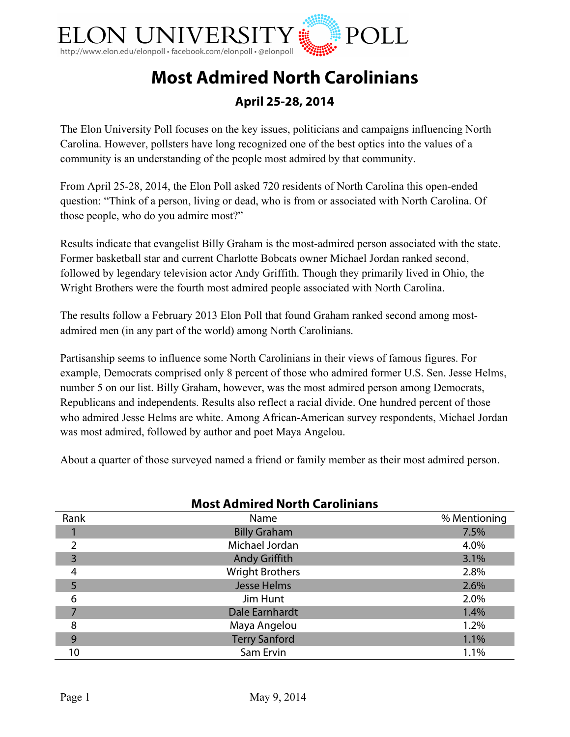# ELON UNIVERSITY POLL

http://www.elon.edu/elonpoll • facebook.com/elonpoll • @elonpoll

# Most Admired North Carolinians

## April 25-28, 2014

The Elon University Poll focuses on the key issues, politicians and campaigns influencing North Carolina. However, pollsters have long recognized one of the best optics into the values of a community is an understanding of the people most admired by that community.

From April 25-28, 2014, the Elon Poll asked 720 residents of North Carolina this open-ended question: "Think of a person, living or dead, who is from or associated with North Carolina. Of those people, who do you admire most?"

Results indicate that evangelist Billy Graham is the most-admired person associated with the state. Former basketball star and current Charlotte Bobcats owner Michael Jordan ranked second, followed by legendary television actor Andy Griffith. Though they primarily lived in Ohio, the Wright Brothers were the fourth most admired people associated with North Carolina.

The results follow a February 2013 Elon Poll that found Graham ranked second among most-admired men (in any part of the world) among North Carolinians.

Partisanship seems to influence some North Carolinians in their views of famous figures. For example, Democrats comprised only 8 percent of those who admired former U.S. Sen. Jesse Helms, number 5 on our list. Billy Graham, however, was the most admired person among Democrats, Republicans and independents. Results also reflect a racial divide. One hundred percent of those who admired Jesse Helms are white. Among African-American survey respondents, Michael Jordan was most admired, followed by author and poet Maya Angelou.

About a quarter of those surveyed named a friend or family member as their most admired person.

**Most Admired North Carolinians**

| Rank | Name | % Mentioning |
|---|---|---|
| 1 | Billy Graham | 7.5% |
| 2 | Michael Jordan | 4.0% |
| 3 | Andy Griffith | 3.1% |
| 4 | Wright Brothers | 2.8% |
| 5 | Jesse Helms | 2.6% |
| 6 | Jim Hunt | 2.0% |
| 7 | Dale Earnhardt | 1.4% |
| 8 | Maya Angelou | 1.2% |
| 9 | Terry Sanford | 1.1% |
| 10 | Sam Ervin | 1.1% |

May 9, 2014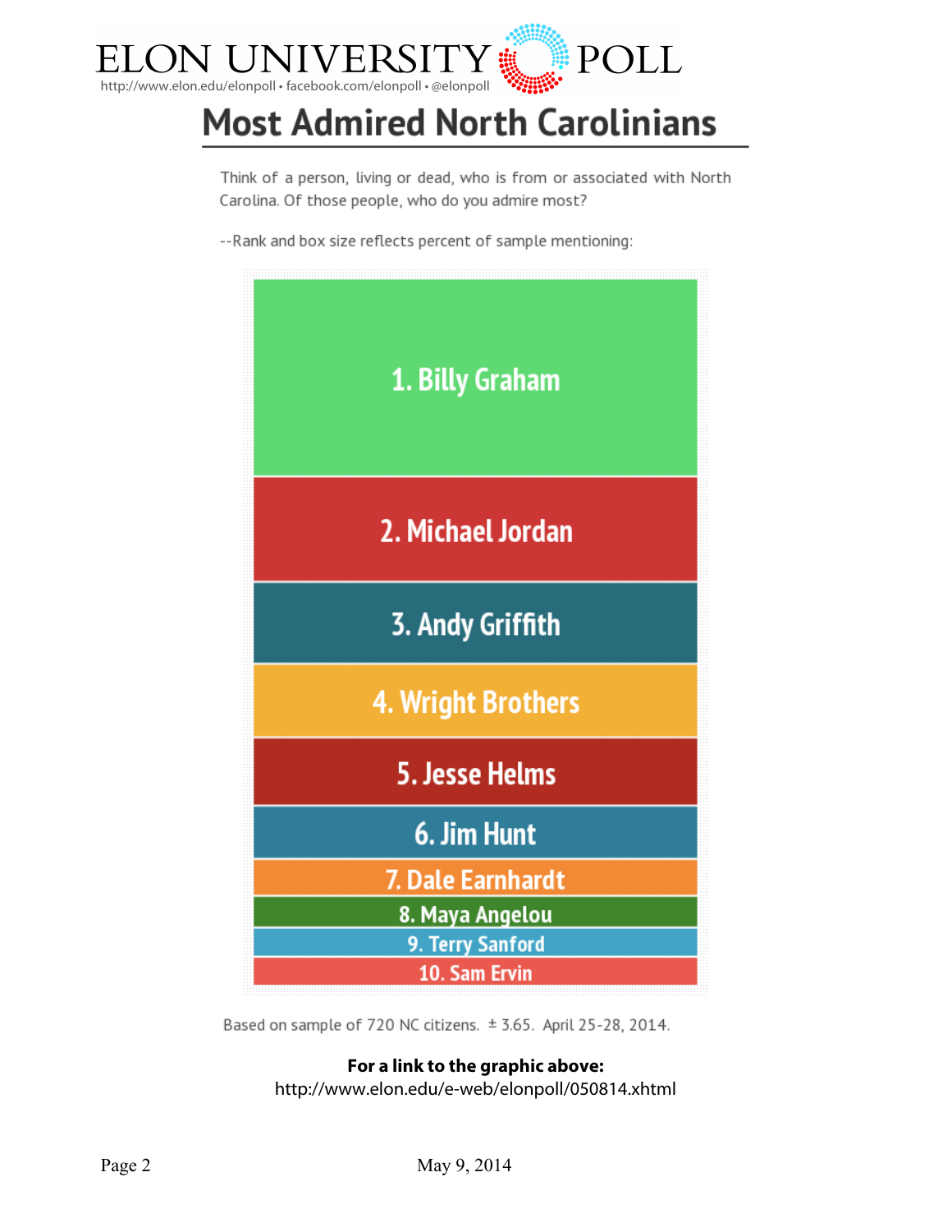ELON UNIVERSITY POLL

http://www.elon.edu/elonpoll • facebook.com/elonpoll • @elonpoll

# Most Admired North Carolinians

Think of a person, living or dead, who is from or associated with North Carolina. Of those people, who do you admire most?

--Rank and box size reflects percent of sample mentioning:

1. Billy Graham
2. Michael Jordan
3. Andy Griffith
4. Wright Brothers
5. Jesse Helms
6. Jim Hunt
7. Dale Earnhardt
8. Maya Angelou
9. Terry Sanford
10. Sam Ervin

Based on sample of 720 NC citizens. ± 3.65. April 25-28, 2014.

**For a link to the graphic above:**
http://www.elon.edu/e-web/elonpoll/050814.xhtml

May 9, 2014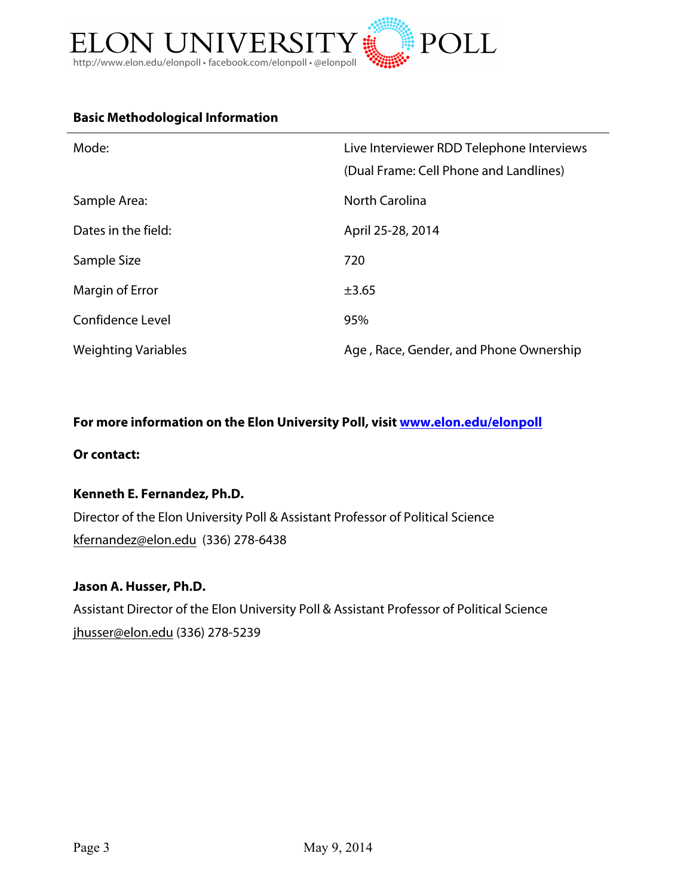**Basic Methodological Information**

| | |
|---|---|
| Mode: | Live Interviewer RDD Telephone Interviews (Dual Frame: Cell Phone and Landlines) |
| Sample Area: | North Carolina |
| Dates in the field: | April 25-28, 2014 |
| Sample Size | 720 |
| Margin of Error | ±3.65 |
| Confidence Level | 95% |
| Weighting Variables | Age , Race, Gender, and Phone Ownership |

**For more information on the Elon University Poll, visit [www.elon.edu/elonpoll](http://www.elon.edu/elonpoll)**

**Or contact:**

**Kenneth E. Fernandez, Ph.D.**
Director of the Elon University Poll & Assistant Professor of Political Science
kfernandez@elon.edu (336) 278-6438

**Jason A. Husser, Ph.D.**
Assistant Director of the Elon University Poll & Assistant Professor of Political Science
jhusser@elon.edu (336) 278-5239